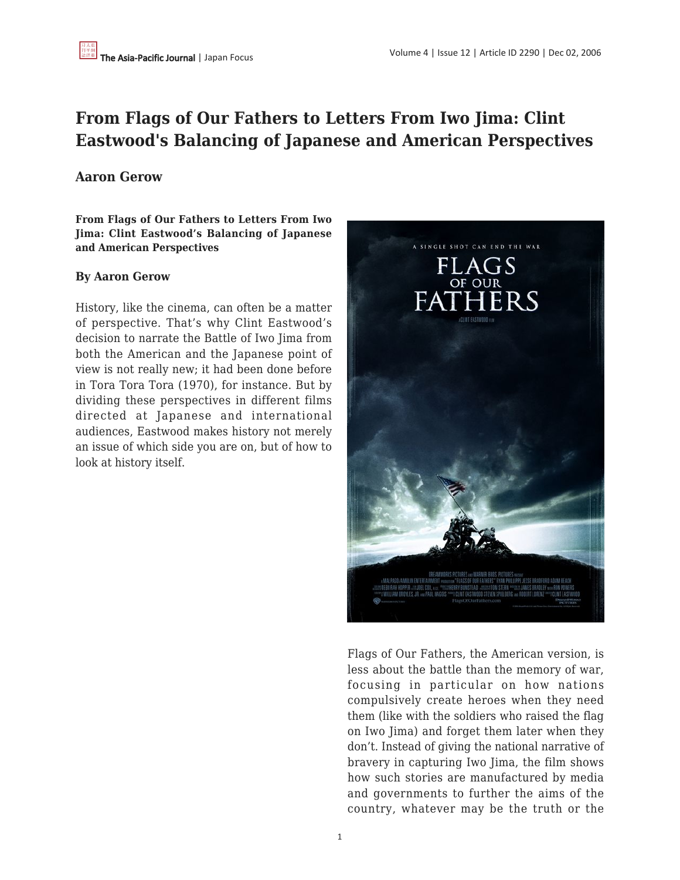# From Flags of Our Fathers to Letters From Iwo Jima: Clint Eastwood's Balancing of Japanese and American Perspectives

## Aaron Gerow

**From Flags of Our Fathers to Letters From Iwo Jima: Clint Eastwood's Balancing of Japanese and American Perspectives**

**By Aaron Gerow**

History, like the cinema, can often be a matter of perspective. That's why Clint Eastwood's decision to narrate the Battle of Iwo Jima from both the American and the Japanese point of view is not really new; it had been done before in Tora Tora Tora (1970), for instance. But by dividing these perspectives in different films directed at Japanese and international audiences, Eastwood makes history not merely an issue of which side you are on, but of how to look at history itself.

Flags of Our Fathers, the American version, is less about the battle than the memory of war, focusing in particular on how nations compulsively create heroes when they need them (like with the soldiers who raised the flag on Iwo Jima) and forget them later when they don't. Instead of giving the national narrative of bravery in capturing Iwo Jima, the film shows how such stories are manufactured by media and governments to further the aims of the country, whatever may be the truth or the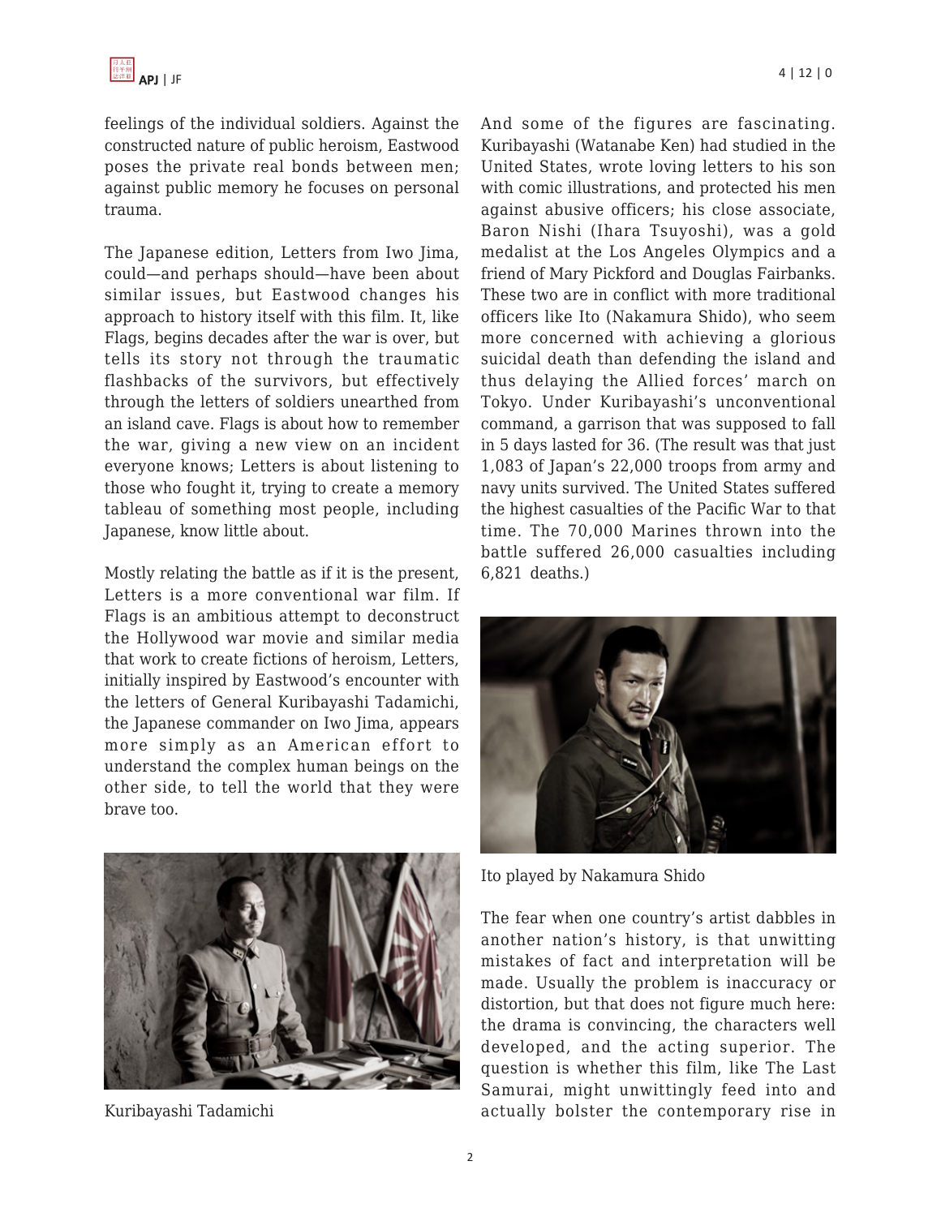feelings of the individual soldiers. Against the constructed nature of public heroism, Eastwood poses the private real bonds between men; against public memory he focuses on personal trauma.

The Japanese edition, Letters from Iwo Jima, could—and perhaps should—have been about similar issues, but Eastwood changes his approach to history itself with this film. It, like Flags, begins decades after the war is over, but tells its story not through the traumatic flashbacks of the survivors, but effectively through the letters of soldiers unearthed from an island cave. Flags is about how to remember the war, giving a new view on an incident everyone knows; Letters is about listening to those who fought it, trying to create a memory tableau of something most people, including Japanese, know little about.

Mostly relating the battle as if it is the present, Letters is a more conventional war film. If Flags is an ambitious attempt to deconstruct the Hollywood war movie and similar media that work to create fictions of heroism, Letters, initially inspired by Eastwood's encounter with the letters of General Kuribayashi Tadamichi, the Japanese commander on Iwo Jima, appears more simply as an American effort to understand the complex human beings on the other side, to tell the world that they were brave too.

Kuribayashi Tadamichi

And some of the figures are fascinating. Kuribayashi (Watanabe Ken) had studied in the United States, wrote loving letters to his son with comic illustrations, and protected his men against abusive officers; his close associate, Baron Nishi (Ihara Tsuyoshi), was a gold medalist at the Los Angeles Olympics and a friend of Mary Pickford and Douglas Fairbanks. These two are in conflict with more traditional officers like Ito (Nakamura Shido), who seem more concerned with achieving a glorious suicidal death than defending the island and thus delaying the Allied forces' march on Tokyo. Under Kuribayashi's unconventional command, a garrison that was supposed to fall in 5 days lasted for 36. (The result was that just 1,083 of Japan's 22,000 troops from army and navy units survived. The United States suffered the highest casualties of the Pacific War to that time. The 70,000 Marines thrown into the battle suffered 26,000 casualties including 6,821 deaths.)

Ito played by Nakamura Shido

The fear when one country's artist dabbles in another nation's history, is that unwitting mistakes of fact and interpretation will be made. Usually the problem is inaccuracy or distortion, but that does not figure much here: the drama is convincing, the characters well developed, and the acting superior. The question is whether this film, like The Last Samurai, might unwittingly feed into and actually bolster the contemporary rise in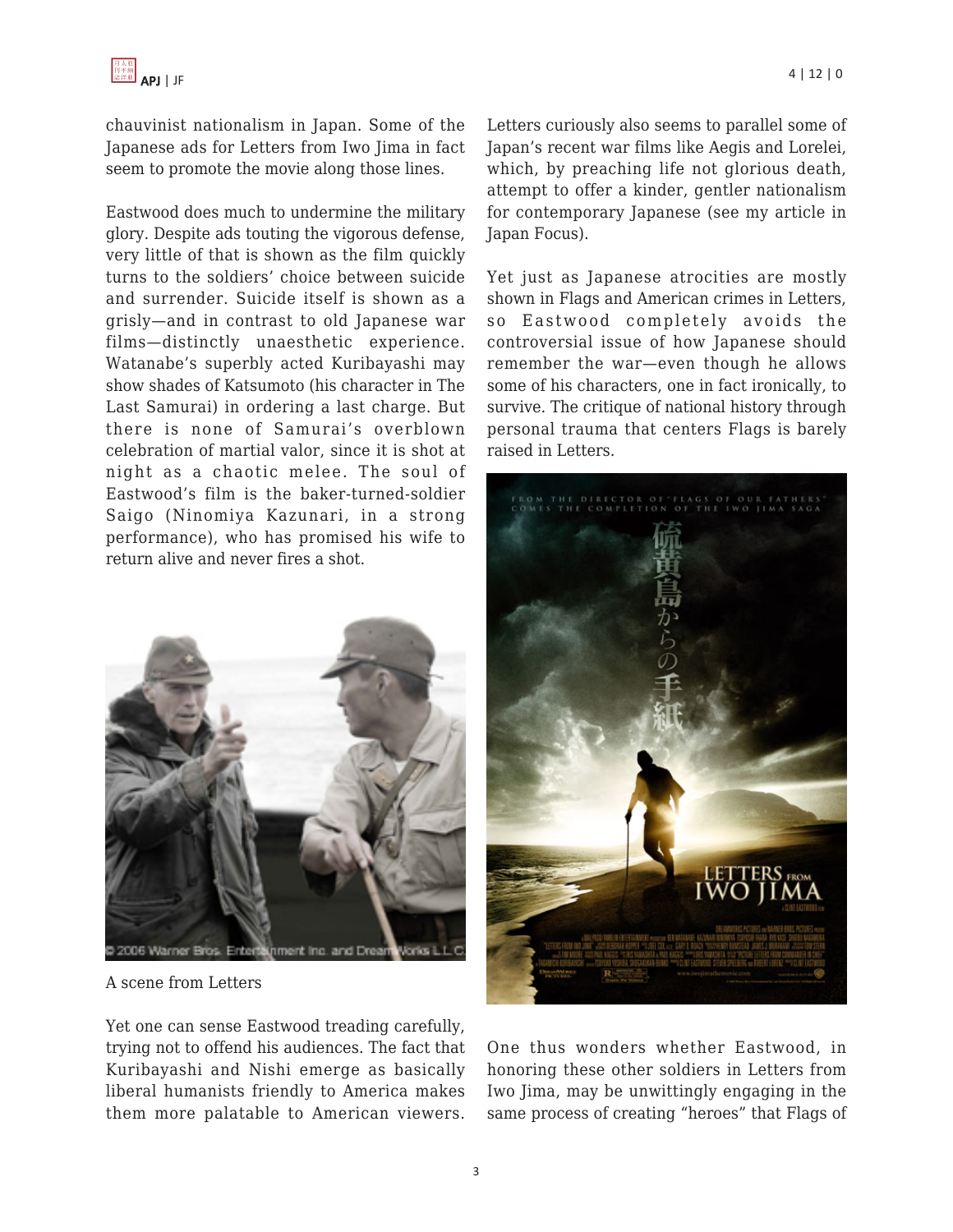chauvinist nationalism in Japan. Some of the Japanese ads for Letters from Iwo Jima in fact seem to promote the movie along those lines.

Eastwood does much to undermine the military glory. Despite ads touting the vigorous defense, very little of that is shown as the film quickly turns to the soldiers' choice between suicide and surrender. Suicide itself is shown as a grisly—and in contrast to old Japanese war films—distinctly unaesthetic experience. Watanabe's superbly acted Kuribayashi may show shades of Katsumoto (his character in The Last Samurai) in ordering a last charge. But there is none of Samurai's overblown celebration of martial valor, since it is shot at night as a chaotic melee. The soul of Eastwood's film is the baker-turned-soldier Saigo (Ninomiya Kazunari, in a strong performance), who has promised his wife to return alive and never fires a shot.

A scene from Letters

Yet one can sense Eastwood treading carefully, trying not to offend his audiences. The fact that Kuribayashi and Nishi emerge as basically liberal humanists friendly to America makes them more palatable to American viewers. Letters curiously also seems to parallel some of Japan's recent war films like Aegis and Lorelei, which, by preaching life not glorious death, attempt to offer a kinder, gentler nationalism for contemporary Japanese (see my article in Japan Focus).

Yet just as Japanese atrocities are mostly shown in Flags and American crimes in Letters, so Eastwood completely avoids the controversial issue of how Japanese should remember the war—even though he allows some of his characters, one in fact ironically, to survive. The critique of national history through personal trauma that centers Flags is barely raised in Letters.

One thus wonders whether Eastwood, in honoring these other soldiers in Letters from Iwo Jima, may be unwittingly engaging in the same process of creating "heroes" that Flags of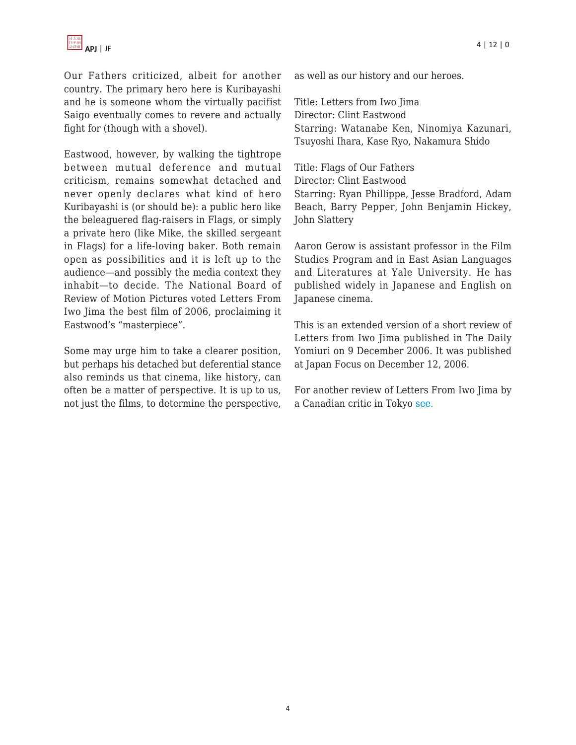Our Fathers criticized, albeit for another country. The primary hero here is Kuribayashi and he is someone whom the virtually pacifist Saigo eventually comes to revere and actually fight for (though with a shovel).

Eastwood, however, by walking the tightrope between mutual deference and mutual criticism, remains somewhat detached and never openly declares what kind of hero Kuribayashi is (or should be): a public hero like the beleaguered flag-raisers in Flags, or simply a private hero (like Mike, the skilled sergeant in Flags) for a life-loving baker. Both remain open as possibilities and it is left up to the audience—and possibly the media context they inhabit—to decide. The National Board of Review of Motion Pictures voted Letters From Iwo Jima the best film of 2006, proclaiming it Eastwood's "masterpiece".

Some may urge him to take a clearer position, but perhaps his detached but deferential stance also reminds us that cinema, like history, can often be a matter of perspective. It is up to us, not just the films, to determine the perspective, as well as our history and our heroes.

Title: Letters from Iwo Jima
Director: Clint Eastwood
Starring: Watanabe Ken, Ninomiya Kazunari, Tsuyoshi Ihara, Kase Ryo, Nakamura Shido

Title: Flags of Our Fathers
Director: Clint Eastwood
Starring: Ryan Phillippe, Jesse Bradford, Adam Beach, Barry Pepper, John Benjamin Hickey, John Slattery

Aaron Gerow is assistant professor in the Film Studies Program and in East Asian Languages and Literatures at Yale University. He has published widely in Japanese and English on Japanese cinema.

This is an extended version of a short review of Letters from Iwo Jima published in The Daily Yomiuri on 9 December 2006. It was published at Japan Focus on December 12, 2006.

For another review of Letters From Iwo Jima by a Canadian critic in Tokyo see.